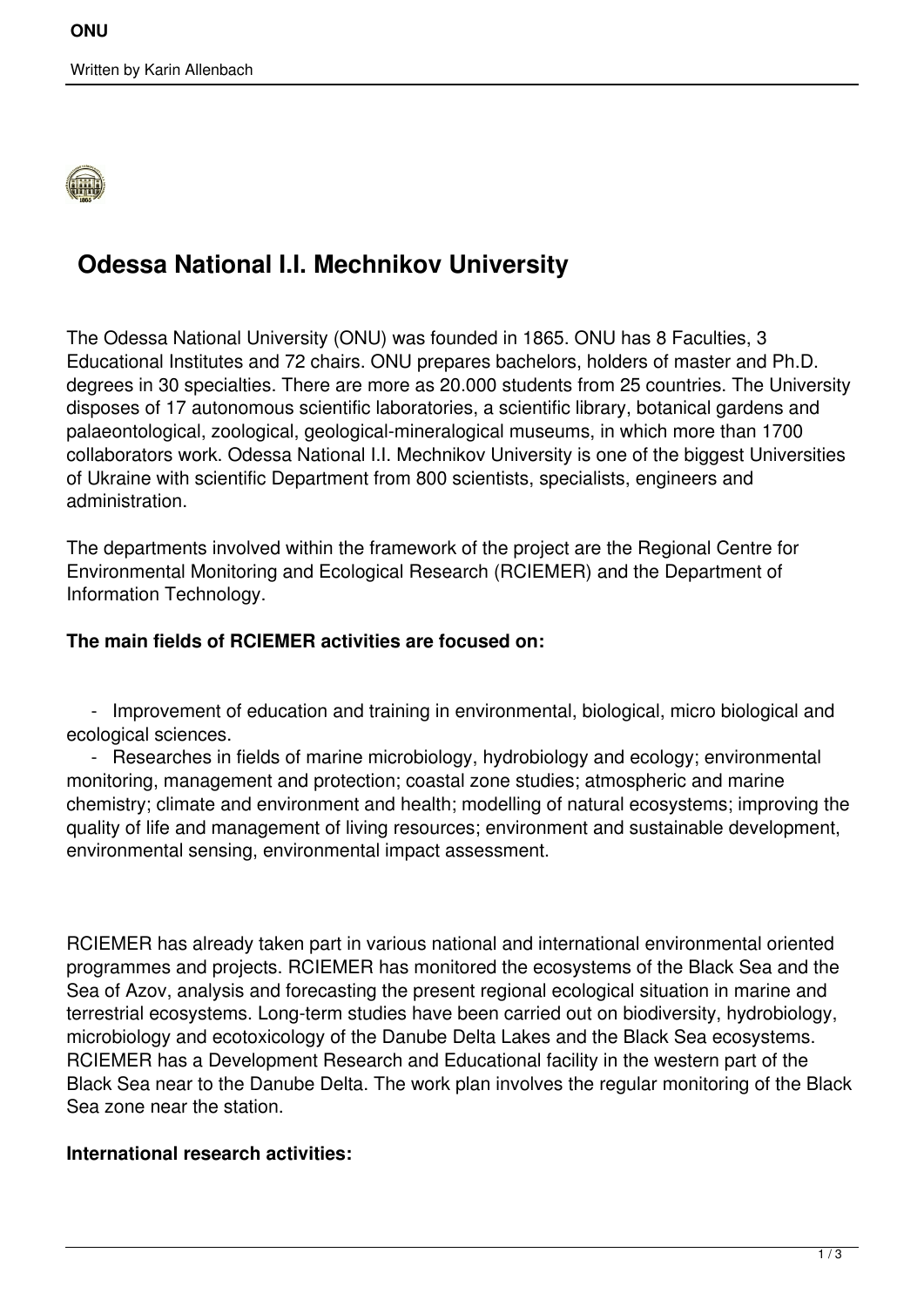# Odessa National I.I. Mechnikov University

The Odessa National University (ONU) was founded in 1865. ONU has 8 Faculties, 3 Educational Institutes and 72 chairs. ONU prepares bachelors, holders of master and Ph.D. degrees in 30 specialties. There are more as 20.000 students from 25 countries. The University disposes of 17 autonomous scientific laboratories, a scientific library, botanical gardens and palaeontological, zoological, geological-mineralogical museums, in which more than 1700 collaborators work. Odessa National I.I. Mechnikov University is one of the biggest Universities of Ukraine with scientific Department from 800 scientists, specialists, engineers and administration.

The departments involved within the framework of the project are the Regional Centre for Environmental Monitoring and Ecological Research (RCIEMER) and the Department of Information Technology.

**The main fields of RCIEMER activities are focused on:**

- Improvement of education and training in environmental, biological, micro biological and ecological sciences.
- Researches in fields of marine microbiology, hydrobiology and ecology; environmental monitoring, management and protection; coastal zone studies; atmospheric and marine chemistry; climate and environment and health; modelling of natural ecosystems; improving the quality of life and management of living resources; environment and sustainable development, environmental sensing, environmental impact assessment.

RCIEMER has already taken part in various national and international environmental oriented programmes and projects. RCIEMER has monitored the ecosystems of the Black Sea and the Sea of Azov, analysis and forecasting the present regional ecological situation in marine and terrestrial ecosystems. Long-term studies have been carried out on biodiversity, hydrobiology, microbiology and ecotoxicology of the Danube Delta Lakes and the Black Sea ecosystems. RCIEMER has a Development Research and Educational facility in the western part of the Black Sea near to the Danube Delta. The work plan involves the regular monitoring of the Black Sea zone near the station.

**International research activities:**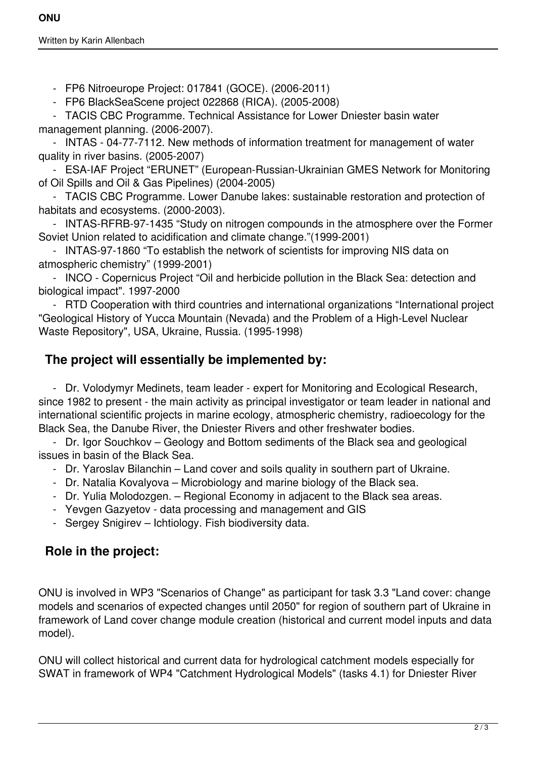- FP6 Nitroeurope Project: 017841 (GOCE). (2006-2011)
- FP6 BlackSeaScene project 022868 (RICA). (2005-2008)
- TACIS CBC Programme. Technical Assistance for Lower Dniester basin water management planning. (2006-2007).
- INTAS - 04-77-7112. New methods of information treatment for management of water quality in river basins. (2005-2007)
- ESA-IAF Project "ERUNET" (European-Russian-Ukrainian GMES Network for Monitoring of Oil Spills and Oil & Gas Pipelines) (2004-2005)
- TACIS CBC Programme. Lower Danube lakes: sustainable restoration and protection of habitats and ecosystems. (2000-2003).
- INTAS-RFRB-97-1435 "Study on nitrogen compounds in the atmosphere over the Former Soviet Union related to acidification and climate change."(1999-2001)
- INTAS-97-1860 "To establish the network of scientists for improving NIS data on atmospheric chemistry" (1999-2001)
- INCO - Copernicus Project "Oil and herbicide pollution in the Black Sea: detection and biological impact". 1997-2000
- RTD Cooperation with third countries and international organizations "International project "Geological History of Yucca Mountain (Nevada) and the Problem of a High-Level Nuclear Waste Repository", USA, Ukraine, Russia. (1995-1998)

## The project will essentially be implemented by:

- Dr. Volodymyr Medinets, team leader - expert for Monitoring and Ecological Research, since 1982 to present - the main activity as principal investigator or team leader in national and international scientific projects in marine ecology, atmospheric chemistry, radioecology for the Black Sea, the Danube River, the Dniester Rivers and other freshwater bodies.
- Dr. Igor Souchkov – Geology and Bottom sediments of the Black sea and geological issues in basin of the Black Sea.
- Dr. Yaroslav Bilanchin – Land cover and soils quality in southern part of Ukraine.
- Dr. Natalia Kovalyova – Microbiology and marine biology of the Black sea.
- Dr. Yulia Molodozgen. – Regional Economy in adjacent to the Black sea areas.
- Yevgen Gazyetov - data processing and management and GIS
- Sergey Snigirev – Ichtiology. Fish biodiversity data.

## Role in the project:

ONU is involved in WP3 "Scenarios of Change" as participant for task 3.3 "Land cover: change models and scenarios of expected changes until 2050" for region of southern part of Ukraine in framework of Land cover change module creation (historical and current model inputs and data model).

ONU will collect historical and current data for hydrological catchment models especially for SWAT in framework of WP4 "Catchment Hydrological Models" (tasks 4.1) for Dniester River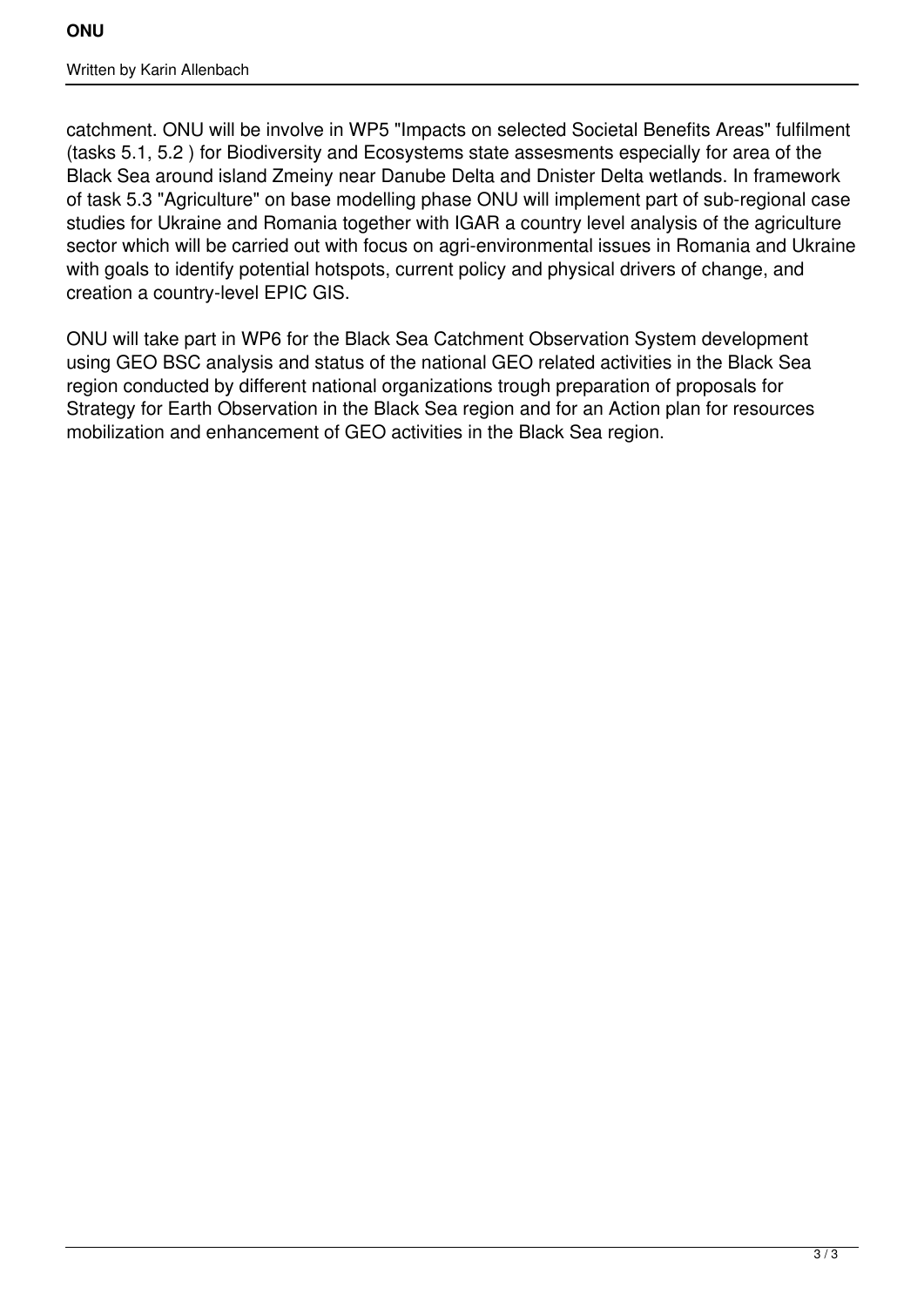catchment. ONU will be involve in WP5 "Impacts on selected Societal Benefits Areas" fulfilment (tasks 5.1, 5.2 ) for Biodiversity and Ecosystems state assesments especially for area of the Black Sea around island Zmeiny near Danube Delta and Dnister Delta wetlands. In framework of task 5.3 "Agriculture" on base modelling phase ONU will implement part of sub-regional case studies for Ukraine and Romania together with IGAR a country level analysis of the agriculture sector which will be carried out with focus on agri-environmental issues in Romania and Ukraine with goals to identify potential hotspots, current policy and physical drivers of change, and creation a country-level EPIC GIS.

ONU will take part in WP6 for the Black Sea Catchment Observation System development using GEO BSC analysis and status of the national GEO related activities in the Black Sea region conducted by different national organizations trough preparation of proposals for Strategy for Earth Observation in the Black Sea region and for an Action plan for resources mobilization and enhancement of GEO activities in the Black Sea region.